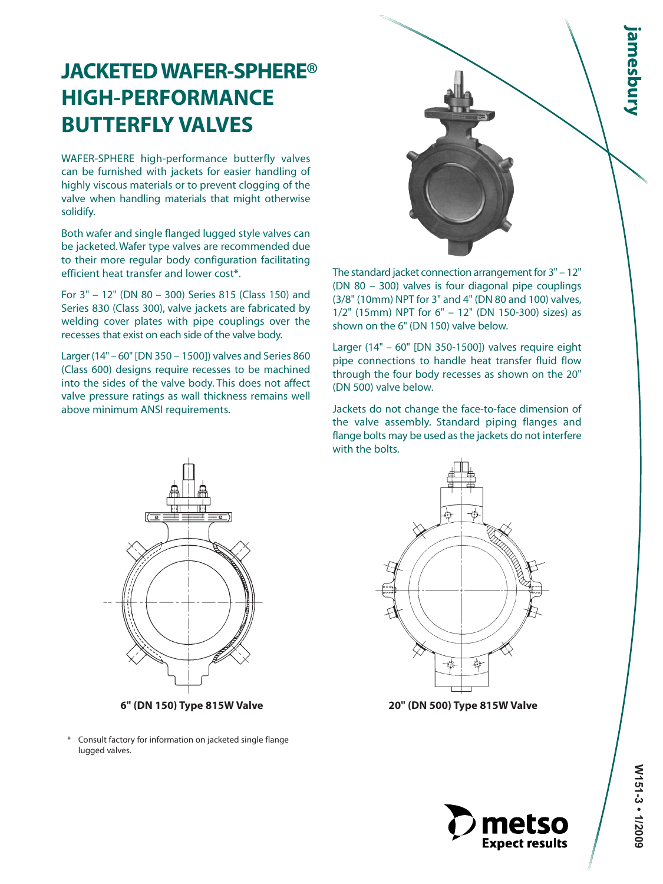# JACKETED WAFER-SPHERE® HIGH-PERFORMANCE BUTTERFLY VALVES

WAFER-SPHERE high-performance butterfly valves can be furnished with jackets for easier handling of highly viscous materials or to prevent clogging of the valve when handling materials that might otherwise solidify.

Both wafer and single flanged lugged style valves can be jacketed. Wafer type valves are recommended due to their more regular body configuration facilitating efficient heat transfer and lower cost*.

For 3" – 12" (DN 80 – 300) Series 815 (Class 150) and Series 830 (Class 300), valve jackets are fabricated by welding cover plates with pipe couplings over the recesses that exist on each side of the valve body.

Larger (14" – 60" [DN 350 – 1500]) valves and Series 860 (Class 600) designs require recesses to be machined into the sides of the valve body. This does not affect valve pressure ratings as wall thickness remains well above minimum ANSI requirements.

The standard jacket connection arrangement for 3" – 12" (DN 80 – 300) valves is four diagonal pipe couplings (3/8" (10mm) NPT for 3" and 4" (DN 80 and 100) valves, 1/2" (15mm) NPT for 6" – 12" (DN 150-300) sizes) as shown on the 6" (DN 150) valve below.

Larger (14" – 60" [DN 350-1500]) valves require eight pipe connections to handle heat transfer fluid flow through the four body recesses as shown on the 20" (DN 500) valve below.

Jackets do not change the face-to-face dimension of the valve assembly. Standard piping flanges and flange bolts may be used as the jackets do not interfere with the bolts.

**6" (DN 150) Type 815W Valve**

**20" (DN 500) Type 815W Valve**

\* Consult factory for information on jacketed single flange lugged valves.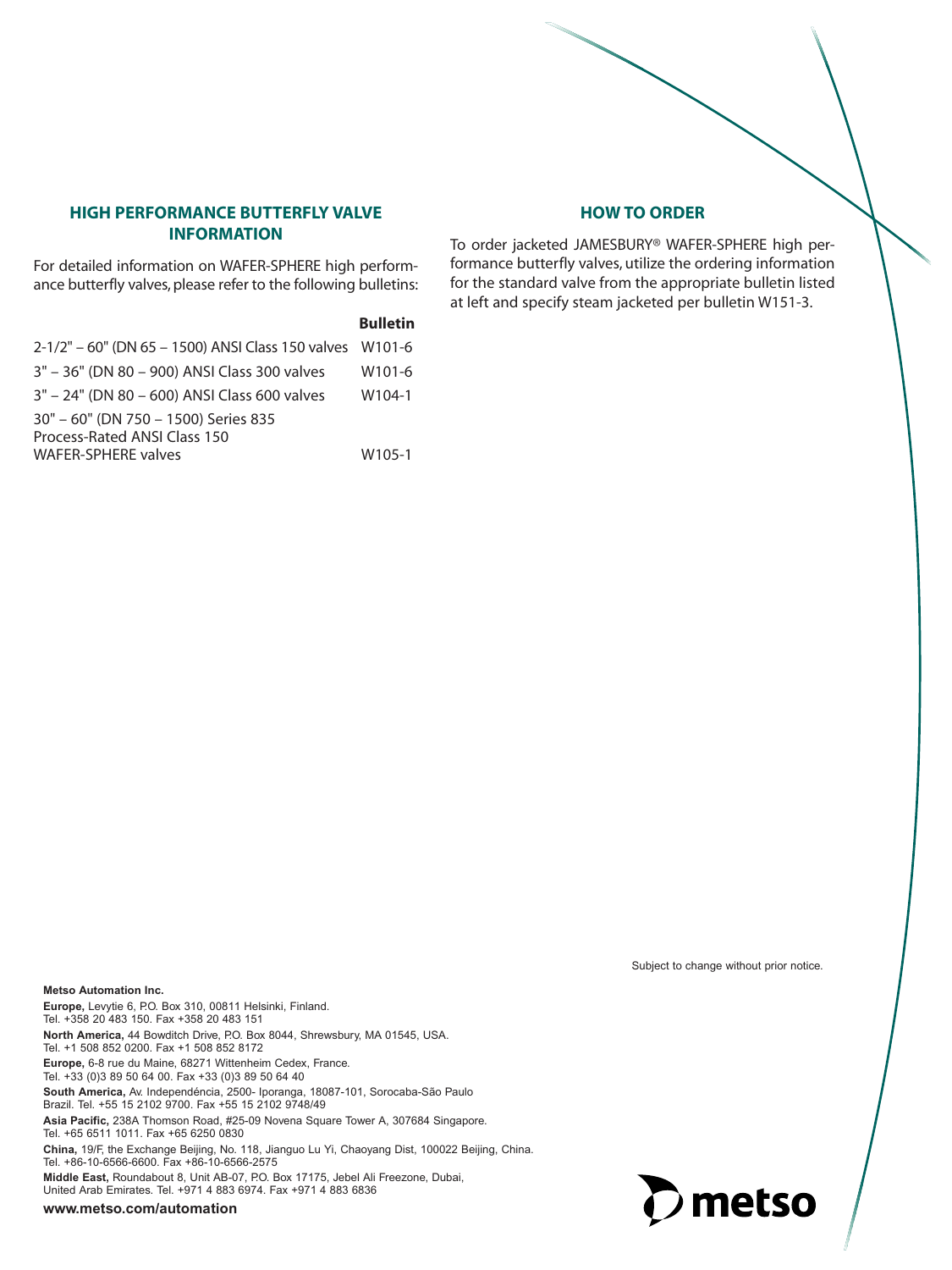## HIGH PERFORMANCE BUTTERFLY VALVE INFORMATION

For detailed information on WAFER-SPHERE high performance butterfly valves, please refer to the following bulletins:

| | Bulletin |
|---|---|
| 2-1/2" – 60" (DN 65 – 1500) ANSI Class 150 valves | W101-6 |
| 3" – 36" (DN 80 – 900) ANSI Class 300 valves | W101-6 |
| 3" – 24" (DN 80 – 600) ANSI Class 600 valves | W104-1 |
| 30" – 60" (DN 750 – 1500) Series 835 Process-Rated ANSI Class 150 WAFER-SPHERE valves | W105-1 |

## HOW TO ORDER

To order jacketed JAMESBURY® WAFER-SPHERE high performance butterfly valves, utilize the ordering information for the standard valve from the appropriate bulletin listed at left and specify steam jacketed per bulletin W151-3.

Subject to change without prior notice.

**Metso Automation Inc.**

**Europe,** Levytie 6, P.O. Box 310, 00811 Helsinki, Finland.
Tel. +358 20 483 150. Fax +358 20 483 151

**North America,** 44 Bowditch Drive, P.O. Box 8044, Shrewsbury, MA 01545, USA.
Tel. +1 508 852 0200. Fax +1 508 852 8172

**Europe,** 6-8 rue du Maine, 68271 Wittenheim Cedex, France.
Tel. +33 (0)3 89 50 64 00. Fax +33 (0)3 89 50 64 40

**South America,** Av. Independência, 2500- Iporanga, 18087-101, Sorocaba-São Paulo
Brazil. Tel. +55 15 2102 9700. Fax +55 15 2102 9748/49

**Asia Pacific,** 238A Thomson Road, #25-09 Novena Square Tower A, 307684 Singapore.
Tel. +65 6511 1011. Fax +65 6250 0830

**China,** 19/F, the Exchange Beijing, No. 118, Jianguo Lu Yi, Chaoyang Dist, 100022 Beijing, China.
Tel. +86-10-6566-6600. Fax +86-10-6566-2575

**Middle East,** Roundabout 8, Unit AB-07, P.O. Box 17175, Jebel Ali Freezone, Dubai,
United Arab Emirates. Tel. +971 4 883 6974. Fax +971 4 883 6836

**www.metso.com/automation**

metso